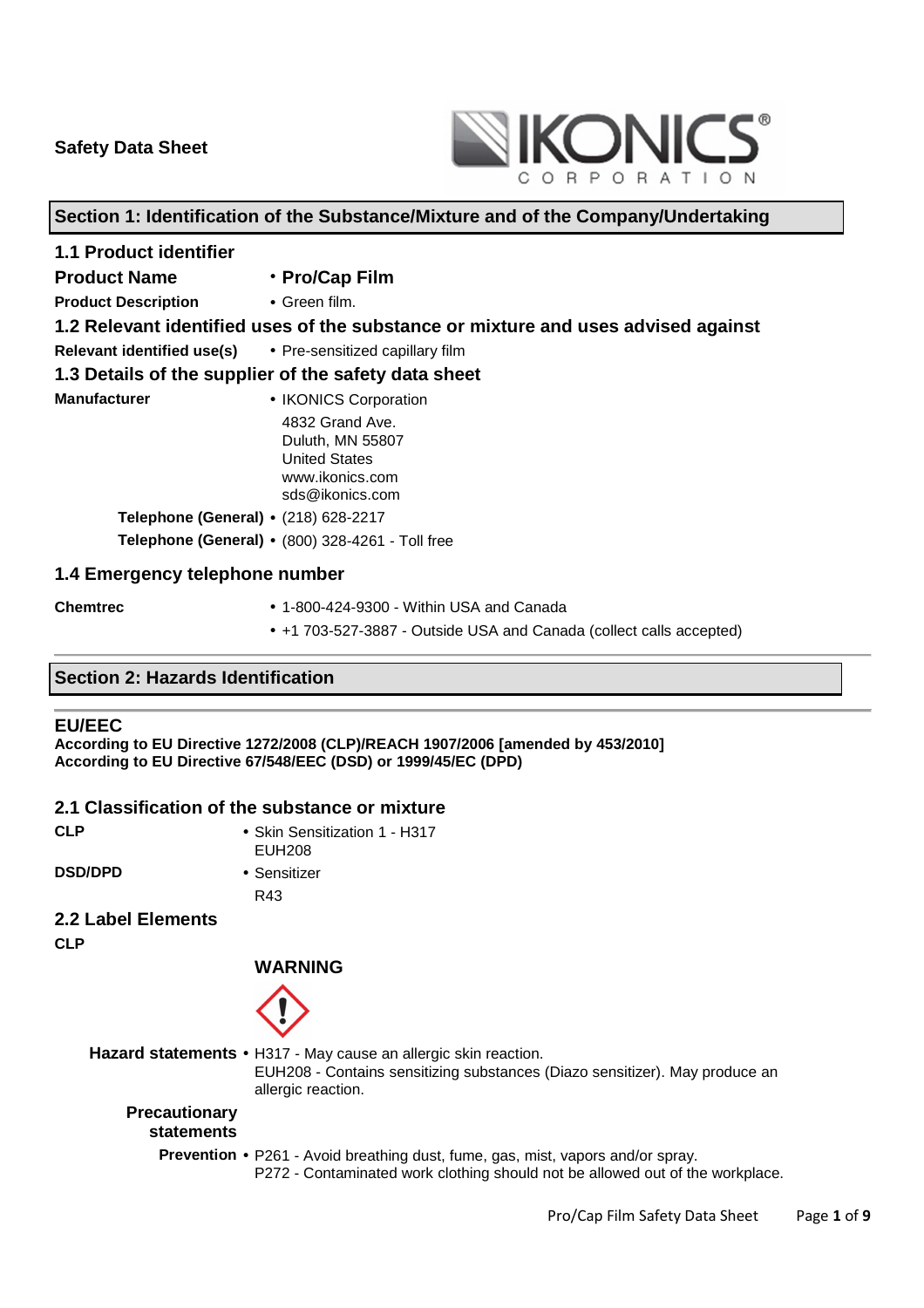**Safety Data Sheet**

## Section 1: Identification of the Substance/Mixture and of the Company/Undertaking

### 1.1 Product identifier

**Product Name** • **Pro/Cap Film**

**Product Description** • Green film.

### 1.2 Relevant identified uses of the substance or mixture and uses advised against

**Relevant identified use(s)** • Pre-sensitized capillary film

### 1.3 Details of the supplier of the safety data sheet

**Manufacturer** • IKONICS Corporation
4832 Grand Ave.
Duluth, MN 55807
United States
www.ikonics.com
sds@ikonics.com

**Telephone (General)** • (218) 628-2217

**Telephone (General)** • (800) 328-4261 - Toll free

### 1.4 Emergency telephone number

**Chemtrec** • 1-800-424-9300 - Within USA and Canada
• +1 703-527-3887 - Outside USA and Canada (collect calls accepted)

## Section 2: Hazards Identification

**EU/EEC**

**According to EU Directive 1272/2008 (CLP)/REACH 1907/2006 [amended by 453/2010]**
**According to EU Directive 67/548/EEC (DSD) or 1999/45/EC (DPD)**

### 2.1 Classification of the substance or mixture

**CLP** • Skin Sensitization 1 - H317
EUH208

**DSD/DPD** • Sensitizer
R43

### 2.2 Label Elements

**CLP**

**WARNING**

**Hazard statements** • H317 - May cause an allergic skin reaction.
EUH208 - Contains sensitizing substances (Diazo sensitizer). May produce an allergic reaction.

**Precautionary statements**

**Prevention** • P261 - Avoid breathing dust, fume, gas, mist, vapors and/or spray.
P272 - Contaminated work clothing should not be allowed out of the workplace.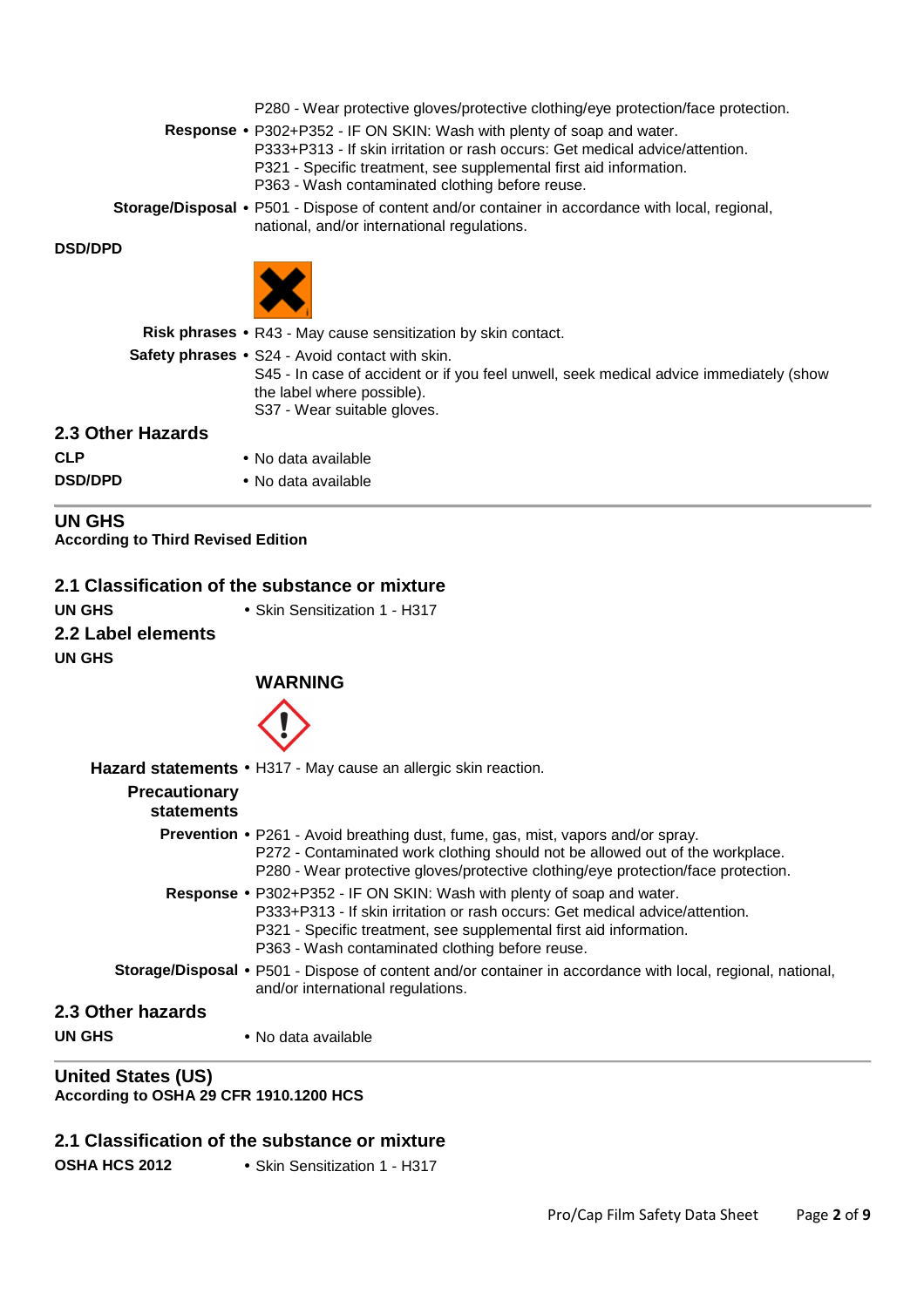P280 - Wear protective gloves/protective clothing/eye protection/face protection.

**Response** • P302+P352 - IF ON SKIN: Wash with plenty of soap and water.
P333+P313 - If skin irritation or rash occurs: Get medical advice/attention.
P321 - Specific treatment, see supplemental first aid information.
P363 - Wash contaminated clothing before reuse.

**Storage/Disposal** • P501 - Dispose of content and/or container in accordance with local, regional, national, and/or international regulations.

**DSD/DPD**

**Risk phrases** • R43 - May cause sensitization by skin contact.

**Safety phrases** • S24 - Avoid contact with skin.
S45 - In case of accident or if you feel unwell, seek medical advice immediately (show the label where possible).
S37 - Wear suitable gloves.

### 2.3 Other Hazards

**CLP** • No data available

**DSD/DPD** • No data available

---

## UN GHS

**According to Third Revised Edition**

### 2.1 Classification of the substance or mixture

**UN GHS** • Skin Sensitization 1 - H317

### 2.2 Label elements

**UN GHS**

**WARNING**

**Hazard statements** • H317 - May cause an allergic skin reaction.

**Precautionary statements**

**Prevention** • P261 - Avoid breathing dust, fume, gas, mist, vapors and/or spray.
P272 - Contaminated work clothing should not be allowed out of the workplace.
P280 - Wear protective gloves/protective clothing/eye protection/face protection.

**Response** • P302+P352 - IF ON SKIN: Wash with plenty of soap and water.
P333+P313 - If skin irritation or rash occurs: Get medical advice/attention.
P321 - Specific treatment, see supplemental first aid information.
P363 - Wash contaminated clothing before reuse.

**Storage/Disposal** • P501 - Dispose of content and/or container in accordance with local, regional, national, and/or international regulations.

### 2.3 Other hazards

**UN GHS** • No data available

---

## United States (US)

**According to OSHA 29 CFR 1910.1200 HCS**

### 2.1 Classification of the substance or mixture

**OSHA HCS 2012** • Skin Sensitization 1 - H317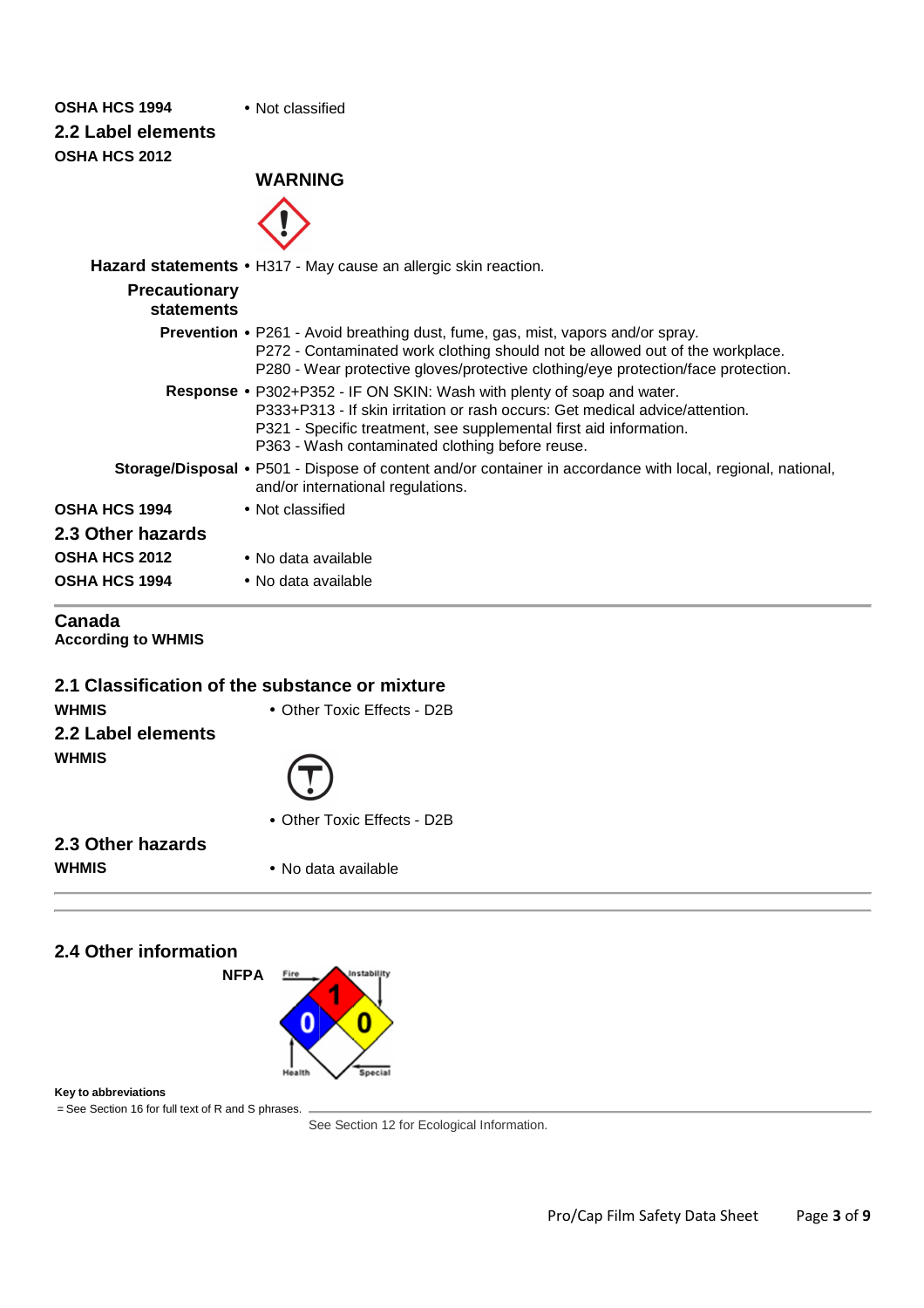**OSHA HCS 1994** • Not classified

## 2.2 Label elements

**OSHA HCS 2012**

**WARNING**

**Hazard statements** • H317 - May cause an allergic skin reaction.

**Precautionary statements**

**Prevention** • P261 - Avoid breathing dust, fume, gas, mist, vapors and/or spray.
P272 - Contaminated work clothing should not be allowed out of the workplace.
P280 - Wear protective gloves/protective clothing/eye protection/face protection.

**Response** • P302+P352 - IF ON SKIN: Wash with plenty of soap and water.
P333+P313 - If skin irritation or rash occurs: Get medical advice/attention.
P321 - Specific treatment, see supplemental first aid information.
P363 - Wash contaminated clothing before reuse.

**Storage/Disposal** • P501 - Dispose of content and/or container in accordance with local, regional, national, and/or international regulations.

**OSHA HCS 1994** • Not classified

## 2.3 Other hazards

**OSHA HCS 2012** • No data available

**OSHA HCS 1994** • No data available

---

## Canada

**According to WHMIS**

## 2.1 Classification of the substance or mixture

**WHMIS** • Other Toxic Effects - D2B

## 2.2 Label elements

**WHMIS**

• Other Toxic Effects - D2B

## 2.3 Other hazards

**WHMIS** • No data available

---

## 2.4 Other information

**NFPA**

Fire: 1, Health: 0, Instability: 0, Special:

**Key to abbreviations**

= See Section 16 for full text of R and S phrases.

See Section 12 for Ecological Information.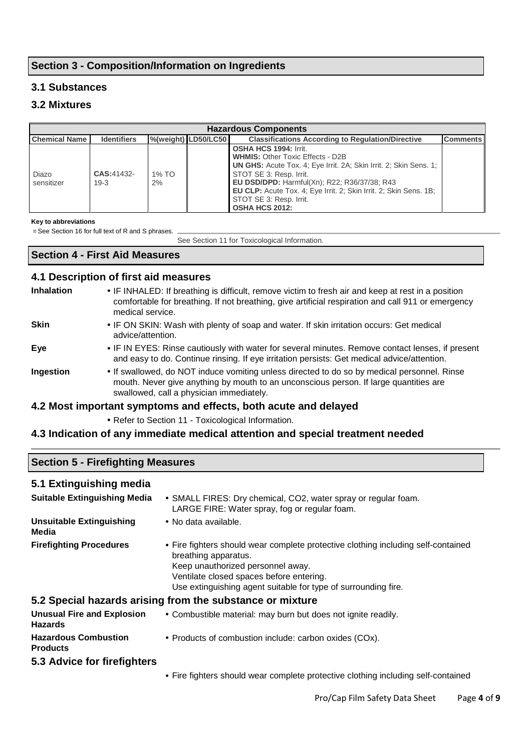## Section 3 - Composition/Information on Ingredients

### 3.1 Substances

### 3.2 Mixtures

| Hazardous Components | | | | | |
|---|---|---|---|---|---|
| **Chemical Name** | **Identifiers** | **%(weight)** | **LD50/LC50** | **Classifications According to Regulation/Directive** | **Comments** |
| Diazo sensitizer | **CAS:**41432-19-3 | 1% TO 2% | | **OSHA HCS 1994:** Irrit.<br>**WHMIS:** Other Toxic Effects - D2B<br>**UN GHS:** Acute Tox. 4; Eye Irrit. 2A; Skin Irrit. 2; Skin Sens. 1; STOT SE 3: Resp. Irrit.<br>**EU DSD/DPD:** Harmful(Xn); R22; R36/37/38; R43<br>**EU CLP:** Acute Tox. 4; Eye Irrit. 2; Skin Irrit. 2; Skin Sens. 1B; STOT SE 3: Resp. Irrit.<br>**OSHA HCS 2012:** | |

**Key to abbreviations**

= See Section 16 for full text of R and S phrases.

See Section 11 for Toxicological Information.

## Section 4 - First Aid Measures

### 4.1 Description of first aid measures

**Inhalation**
- IF INHALED: If breathing is difficult, remove victim to fresh air and keep at rest in a position comfortable for breathing. If not breathing, give artificial respiration and call 911 or emergency medical service.

**Skin**
- IF ON SKIN: Wash with plenty of soap and water. If skin irritation occurs: Get medical advice/attention.

**Eye**
- IF IN EYES: Rinse cautiously with water for several minutes. Remove contact lenses, if present and easy to do. Continue rinsing. If eye irritation persists: Get medical advice/attention.

**Ingestion**
- If swallowed, do NOT induce vomiting unless directed to do so by medical personnel. Rinse mouth. Never give anything by mouth to an unconscious person. If large quantities are swallowed, call a physician immediately.

### 4.2 Most important symptoms and effects, both acute and delayed

- Refer to Section 11 - Toxicological Information.

### 4.3 Indication of any immediate medical attention and special treatment needed

## Section 5 - Firefighting Measures

### 5.1 Extinguishing media

**Suitable Extinguishing Media**
- SMALL FIRES: Dry chemical, CO2, water spray or regular foam.
  LARGE FIRE: Water spray, fog or regular foam.

**Unsuitable Extinguishing Media**
- No data available.

**Firefighting Procedures**
- Fire fighters should wear complete protective clothing including self-contained breathing apparatus.
  Keep unauthorized personnel away.
  Ventilate closed spaces before entering.
  Use extinguishing agent suitable for type of surrounding fire.

### 5.2 Special hazards arising from the substance or mixture

**Unusual Fire and Explosion Hazards**
- Combustible material: may burn but does not ignite readily.

**Hazardous Combustion Products**
- Products of combustion include: carbon oxides (COx).

### 5.3 Advice for firefighters

- Fire fighters should wear complete protective clothing including self-contained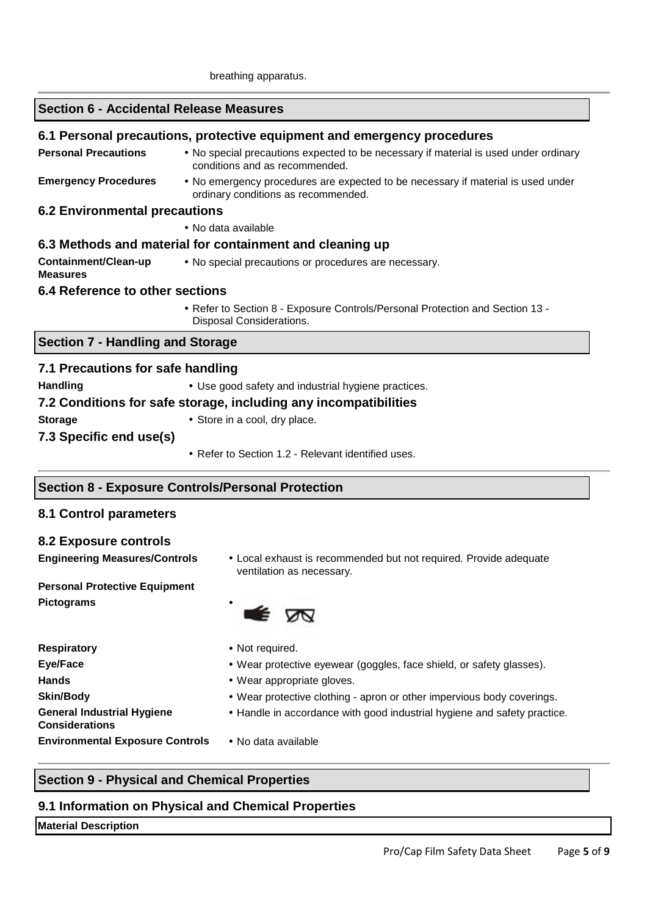breathing apparatus.

## Section 6 - Accidental Release Measures

### 6.1 Personal precautions, protective equipment and emergency procedures

**Personal Precautions**
- No special precautions expected to be necessary if material is used under ordinary conditions and as recommended.

**Emergency Procedures**
- No emergency procedures are expected to be necessary if material is used under ordinary conditions as recommended.

### 6.2 Environmental precautions

- No data available

### 6.3 Methods and material for containment and cleaning up

**Containment/Clean-up Measures**
- No special precautions or procedures are necessary.

### 6.4 Reference to other sections

- Refer to Section 8 - Exposure Controls/Personal Protection and Section 13 - Disposal Considerations.

## Section 7 - Handling and Storage

### 7.1 Precautions for safe handling

**Handling**
- Use good safety and industrial hygiene practices.

### 7.2 Conditions for safe storage, including any incompatibilities

**Storage**
- Store in a cool, dry place.

### 7.3 Specific end use(s)

- Refer to Section 1.2 - Relevant identified uses.

## Section 8 - Exposure Controls/Personal Protection

### 8.1 Control parameters

### 8.2 Exposure controls

**Engineering Measures/Controls**
- Local exhaust is recommended but not required. Provide adequate ventilation as necessary.

**Personal Protective Equipment**

**Pictograms**
- 

**Respiratory**
- Not required.

**Eye/Face**
- Wear protective eyewear (goggles, face shield, or safety glasses).

**Hands**
- Wear appropriate gloves.

**Skin/Body**
- Wear protective clothing - apron or other impervious body coverings.

**General Industrial Hygiene Considerations**
- Handle in accordance with good industrial hygiene and safety practice.

**Environmental Exposure Controls**
- No data available

## Section 9 - Physical and Chemical Properties

### 9.1 Information on Physical and Chemical Properties

**Material Description**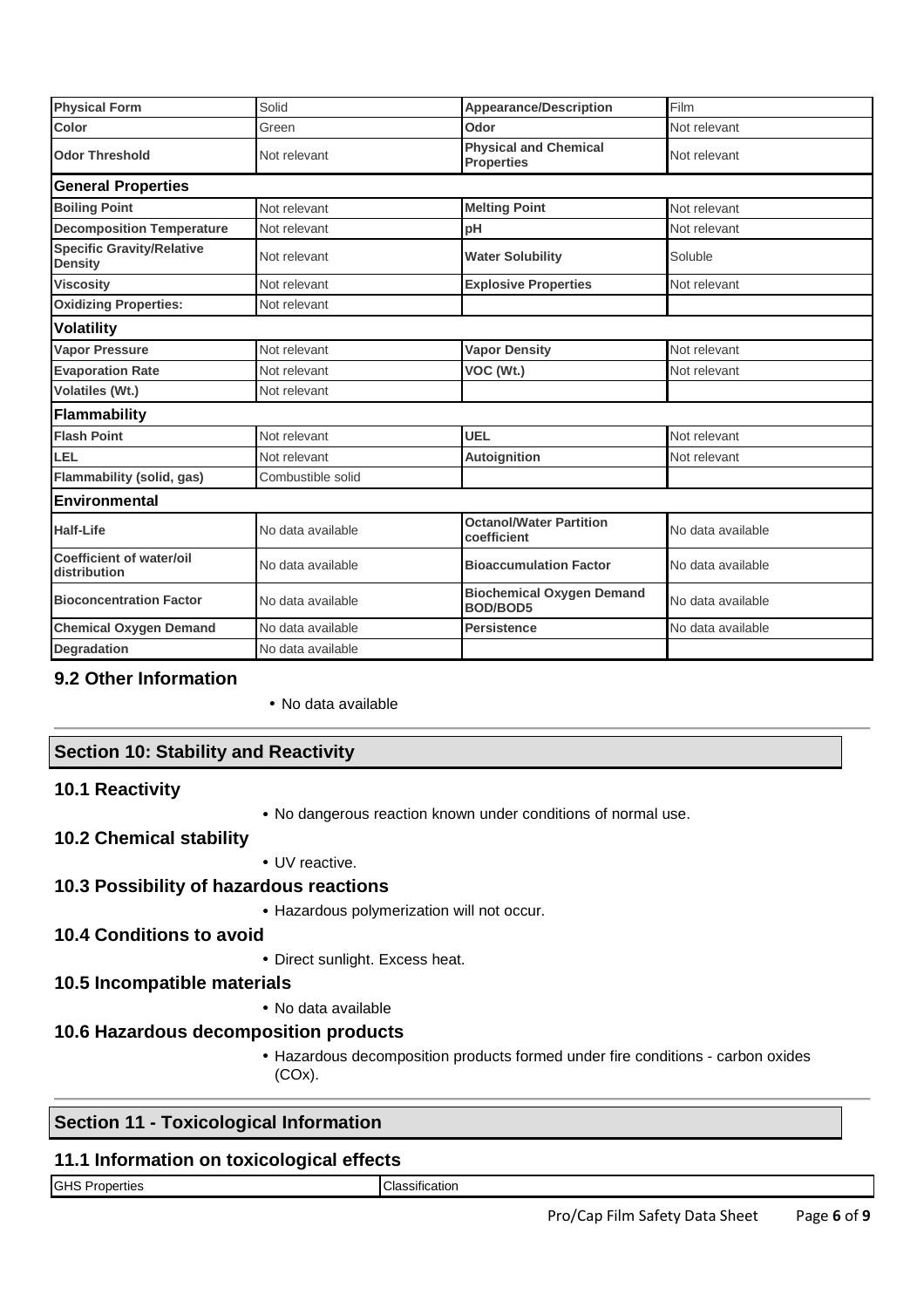| Physical Form | Solid | Appearance/Description | Film |
|---|---|---|---|
| Color | Green | Odor | Not relevant |
| Odor Threshold | Not relevant | Physical and Chemical Properties | Not relevant |
| **General Properties** | | | |
| Boiling Point | Not relevant | Melting Point | Not relevant |
| Decomposition Temperature | Not relevant | pH | Not relevant |
| Specific Gravity/Relative Density | Not relevant | Water Solubility | Soluble |
| Viscosity | Not relevant | Explosive Properties | Not relevant |
| Oxidizing Properties: | Not relevant | | |
| **Volatility** | | | |
| Vapor Pressure | Not relevant | Vapor Density | Not relevant |
| Evaporation Rate | Not relevant | VOC (Wt.) | Not relevant |
| Volatiles (Wt.) | Not relevant | | |
| **Flammability** | | | |
| Flash Point | Not relevant | UEL | Not relevant |
| LEL | Not relevant | Autoignition | Not relevant |
| Flammability (solid, gas) | Combustible solid | | |
| **Environmental** | | | |
| Half-Life | No data available | Octanol/Water Partition coefficient | No data available |
| Coefficient of water/oil distribution | No data available | Bioaccumulation Factor | No data available |
| Bioconcentration Factor | No data available | Biochemical Oxygen Demand BOD/BOD5 | No data available |
| Chemical Oxygen Demand | No data available | Persistence | No data available |
| Degradation | No data available | | |

### 9.2 Other Information

- No data available

## Section 10: Stability and Reactivity

### 10.1 Reactivity

- No dangerous reaction known under conditions of normal use.

### 10.2 Chemical stability

- UV reactive.

### 10.3 Possibility of hazardous reactions

- Hazardous polymerization will not occur.

### 10.4 Conditions to avoid

- Direct sunlight. Excess heat.

### 10.5 Incompatible materials

- No data available

### 10.6 Hazardous decomposition products

- Hazardous decomposition products formed under fire conditions - carbon oxides (COx).

## Section 11 - Toxicological Information

### 11.1 Information on toxicological effects

| GHS Properties | Classification |
|---|---|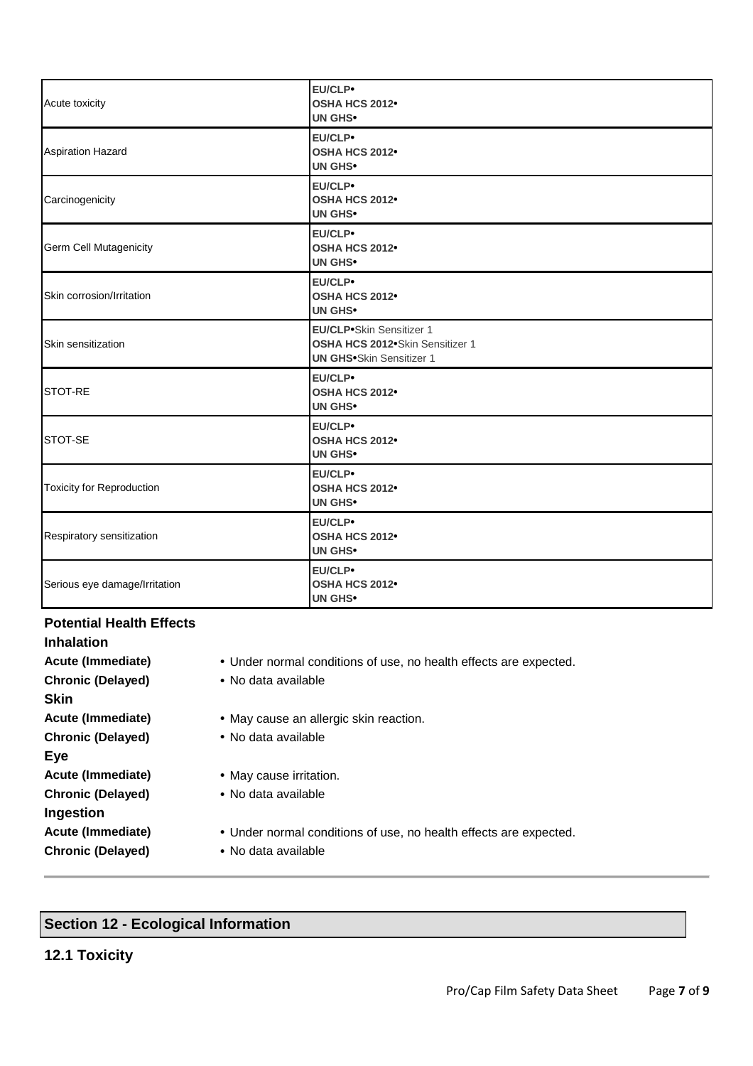| | |
|---|---|
| Acute toxicity | **EU/CLP•**<br>**OSHA HCS 2012•**<br>**UN GHS•** |
| Aspiration Hazard | **EU/CLP•**<br>**OSHA HCS 2012•**<br>**UN GHS•** |
| Carcinogenicity | **EU/CLP•**<br>**OSHA HCS 2012•**<br>**UN GHS•** |
| Germ Cell Mutagenicity | **EU/CLP•**<br>**OSHA HCS 2012•**<br>**UN GHS•** |
| Skin corrosion/Irritation | **EU/CLP•**<br>**OSHA HCS 2012•**<br>**UN GHS•** |
| Skin sensitization | **EU/CLP•**Skin Sensitizer 1<br>**OSHA HCS 2012•**Skin Sensitizer 1<br>**UN GHS•**Skin Sensitizer 1 |
| STOT-RE | **EU/CLP•**<br>**OSHA HCS 2012•**<br>**UN GHS•** |
| STOT-SE | **EU/CLP•**<br>**OSHA HCS 2012•**<br>**UN GHS•** |
| Toxicity for Reproduction | **EU/CLP•**<br>**OSHA HCS 2012•**<br>**UN GHS•** |
| Respiratory sensitization | **EU/CLP•**<br>**OSHA HCS 2012•**<br>**UN GHS•** |
| Serious eye damage/Irritation | **EU/CLP•**<br>**OSHA HCS 2012•**<br>**UN GHS•** |

**Potential Health Effects**

**Inhalation**

**Acute (Immediate)** • Under normal conditions of use, no health effects are expected.

**Chronic (Delayed)** • No data available

**Skin**

**Acute (Immediate)** • May cause an allergic skin reaction.

**Chronic (Delayed)** • No data available

**Eye**

**Acute (Immediate)** • May cause irritation.

**Chronic (Delayed)** • No data available

**Ingestion**

**Acute (Immediate)** • Under normal conditions of use, no health effects are expected.

**Chronic (Delayed)** • No data available

## Section 12 - Ecological Information

### 12.1 Toxicity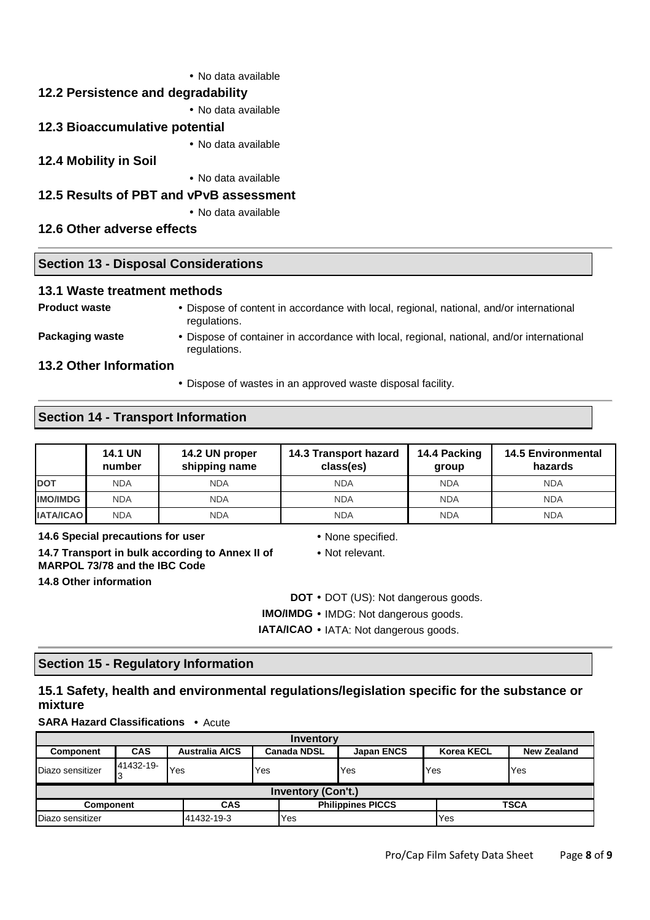- No data available

### 12.2 Persistence and degradability

- No data available

### 12.3 Bioaccumulative potential

- No data available

### 12.4 Mobility in Soil

- No data available

### 12.5 Results of PBT and vPvB assessment

- No data available

### 12.6 Other adverse effects

## Section 13 - Disposal Considerations

### 13.1 Waste treatment methods

**Product waste**
- Dispose of content in accordance with local, regional, national, and/or international regulations.

**Packaging waste**
- Dispose of container in accordance with local, regional, national, and/or international regulations.

### 13.2 Other Information

- Dispose of wastes in an approved waste disposal facility.

## Section 14 - Transport Information

| | 14.1 UN number | 14.2 UN proper shipping name | 14.3 Transport hazard class(es) | 14.4 Packing group | 14.5 Environmental hazards |
|---|---|---|---|---|---|
| **DOT** | NDA | NDA | NDA | NDA | NDA |
| **IMO/IMDG** | NDA | NDA | NDA | NDA | NDA |
| **IATA/ICAO** | NDA | NDA | NDA | NDA | NDA |

**14.6 Special precautions for user**
- None specified.

**14.7 Transport in bulk according to Annex II of MARPOL 73/78 and the IBC Code**
- Not relevant.

**14.8 Other information**

- **DOT** • DOT (US): Not dangerous goods.
- **IMO/IMDG** • IMDG: Not dangerous goods.
- **IATA/ICAO** • IATA: Not dangerous goods.

## Section 15 - Regulatory Information

### 15.1 Safety, health and environmental regulations/legislation specific for the substance or mixture

**SARA Hazard Classifications** • Acute

| Inventory | | | | | | |
|---|---|---|---|---|---|---|
| **Component** | **CAS** | **Australia AICS** | **Canada NDSL** | **Japan ENCS** | **Korea KECL** | **New Zealand** |
| Diazo sensitizer | 41432-19-3 | Yes | Yes | Yes | Yes | Yes |

| Inventory (Con't.) | | | |
|---|---|---|---|
| **Component** | **CAS** | **Philippines PICCS** | **TSCA** |
| Diazo sensitizer | 41432-19-3 | Yes | Yes |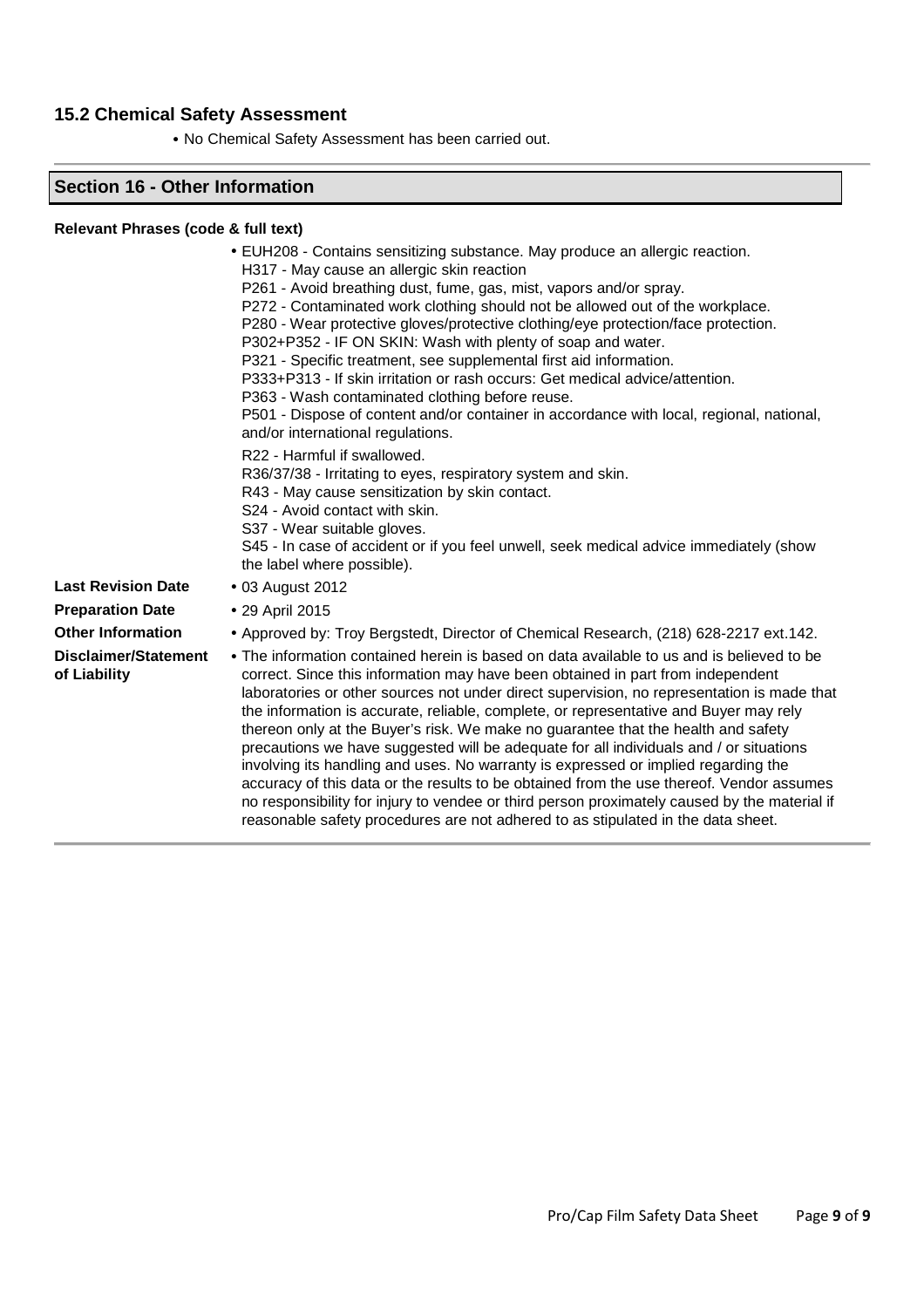## 15.2 Chemical Safety Assessment

- No Chemical Safety Assessment has been carried out.

## Section 16 - Other Information

**Relevant Phrases (code & full text)**

- EUH208 - Contains sensitizing substance. May produce an allergic reaction.
  H317 - May cause an allergic skin reaction
  P261 - Avoid breathing dust, fume, gas, mist, vapors and/or spray.
  P272 - Contaminated work clothing should not be allowed out of the workplace.
  P280 - Wear protective gloves/protective clothing/eye protection/face protection.
  P302+P352 - IF ON SKIN: Wash with plenty of soap and water.
  P321 - Specific treatment, see supplemental first aid information.
  P333+P313 - If skin irritation or rash occurs: Get medical advice/attention.
  P363 - Wash contaminated clothing before reuse.
  P501 - Dispose of content and/or container in accordance with local, regional, national, and/or international regulations.

  R22 - Harmful if swallowed.
  R36/37/38 - Irritating to eyes, respiratory system and skin.
  R43 - May cause sensitization by skin contact.
  S24 - Avoid contact with skin.
  S37 - Wear suitable gloves.
  S45 - In case of accident or if you feel unwell, seek medical advice immediately (show the label where possible).

**Last Revision Date**
- 03 August 2012

**Preparation Date**
- 29 April 2015

**Other Information**
- Approved by: Troy Bergstedt, Director of Chemical Research, (218) 628-2217 ext.142.

**Disclaimer/Statement of Liability**
- The information contained herein is based on data available to us and is believed to be correct. Since this information may have been obtained in part from independent laboratories or other sources not under direct supervision, no representation is made that the information is accurate, reliable, complete, or representative and Buyer may rely thereon only at the Buyer's risk. We make no guarantee that the health and safety precautions we have suggested will be adequate for all individuals and / or situations involving its handling and uses. No warranty is expressed or implied regarding the accuracy of this data or the results to be obtained from the use thereof. Vendor assumes no responsibility for injury to vendee or third person proximately caused by the material if reasonable safety procedures are not adhered to as stipulated in the data sheet.